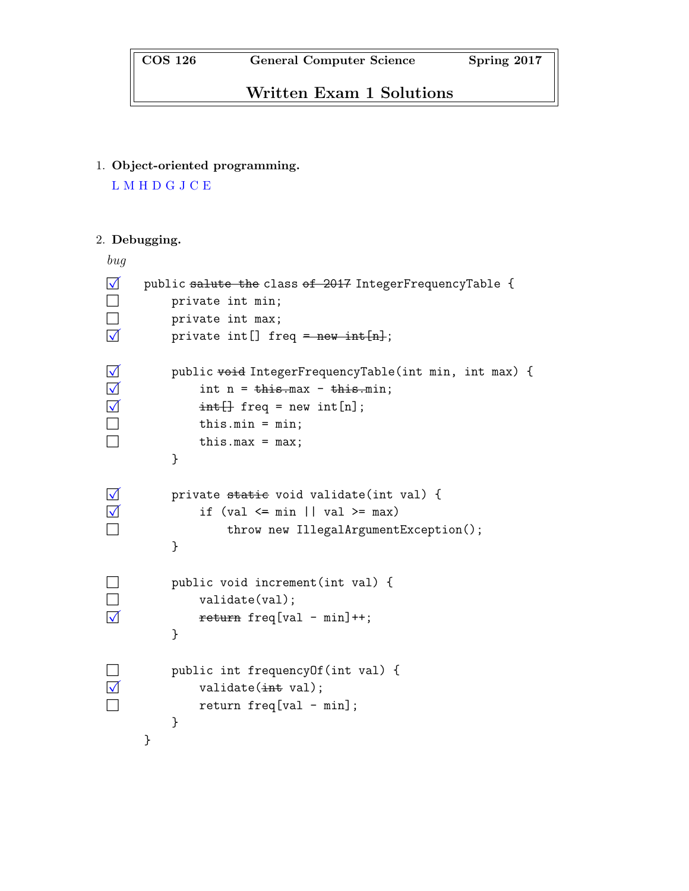# COS 126 General Computer Science Spring 2017

## Written Exam 1 Solutions

1. **Object-oriented programming.**

   L M H D G J C E

2. **Debugging.**

   *bug*

   In the listing below, `[x]` is a checked box, `[ ]` is an unchecked box, and text between `~~` markers is struck through.

```
[x]  public ~~salute the~~ class ~~of 2017~~ IntegerFrequencyTable {
[ ]      private int min;
[ ]      private int max;
[x]      private int[] freq ~~= new int[n]~~;

[x]      public ~~void~~ IntegerFrequencyTable(int min, int max) {
[x]          int n = ~~this.~~max - ~~this.~~min;
[x]          ~~int[]~~ freq = new int[n];
[ ]          this.min = min;
[ ]          this.max = max;
         }

[x]      private ~~static~~ void validate(int val) {
[x]          if (val <= min || val >= max)
[ ]              throw new IllegalArgumentException();
         }

[ ]      public void increment(int val) {
[ ]          validate(val);
[x]          ~~return~~ freq[val - min]++;
         }

[ ]      public int frequencyOf(int val) {
[x]          validate(~~int~~ val);
[ ]          return freq[val - min];
         }
     }
```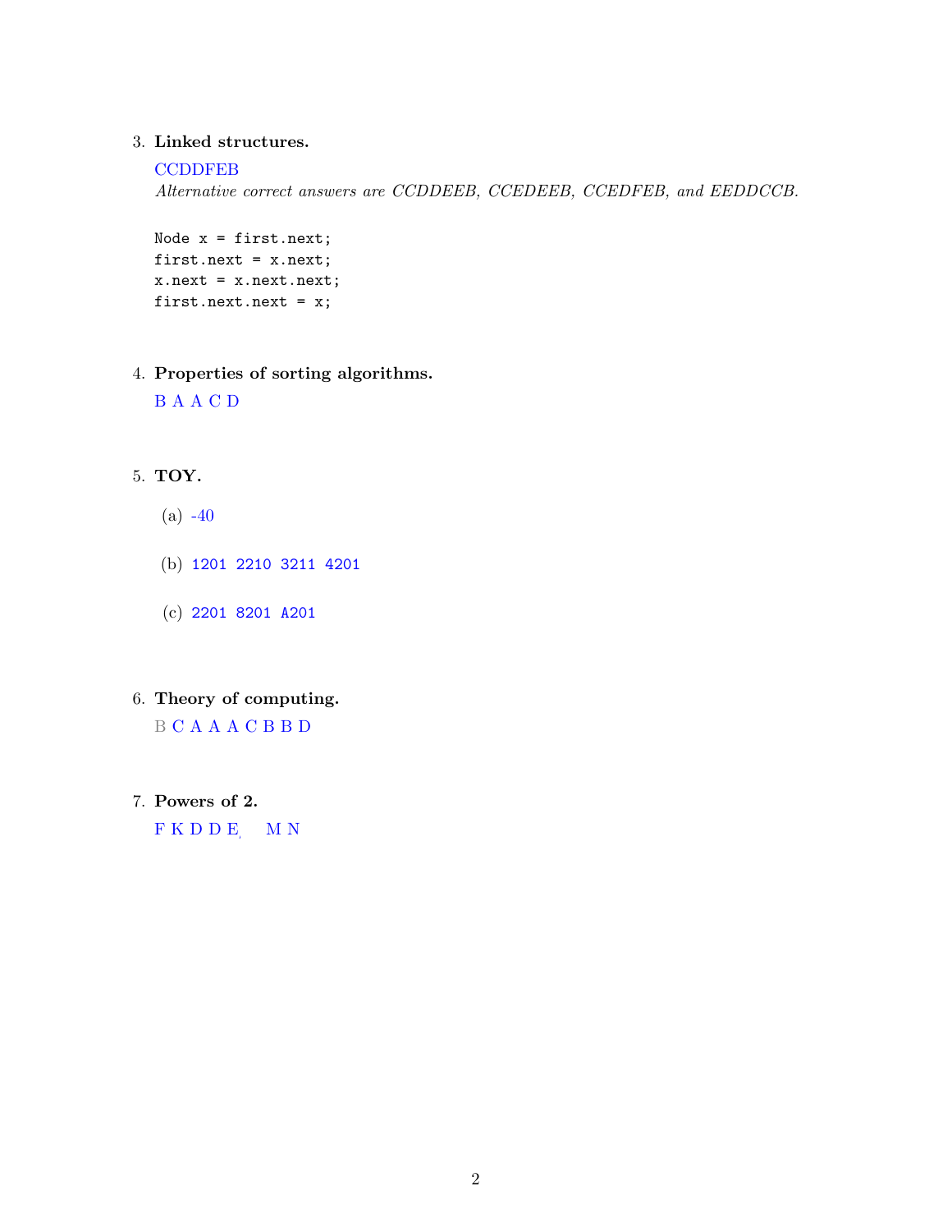3. **Linked structures.**

   CCDDFEB

   *Alternative correct answers are CCDDEEB, CCEDEEB, CCEDFEB, and EEDDCCB.*

   ```
   Node x = first.next;
   first.next = x.next;
   x.next = x.next.next;
   first.next.next = x;
   ```

4. **Properties of sorting algorithms.**

   B A A C D

5. **TOY.**

   (a) -40

   (b) `1201 2210 3211 4201`

   (c) `2201 8201 A201`

6. **Theory of computing.**

   B C A A A C B B D

7. **Powers of 2.**

   F K D D E, M N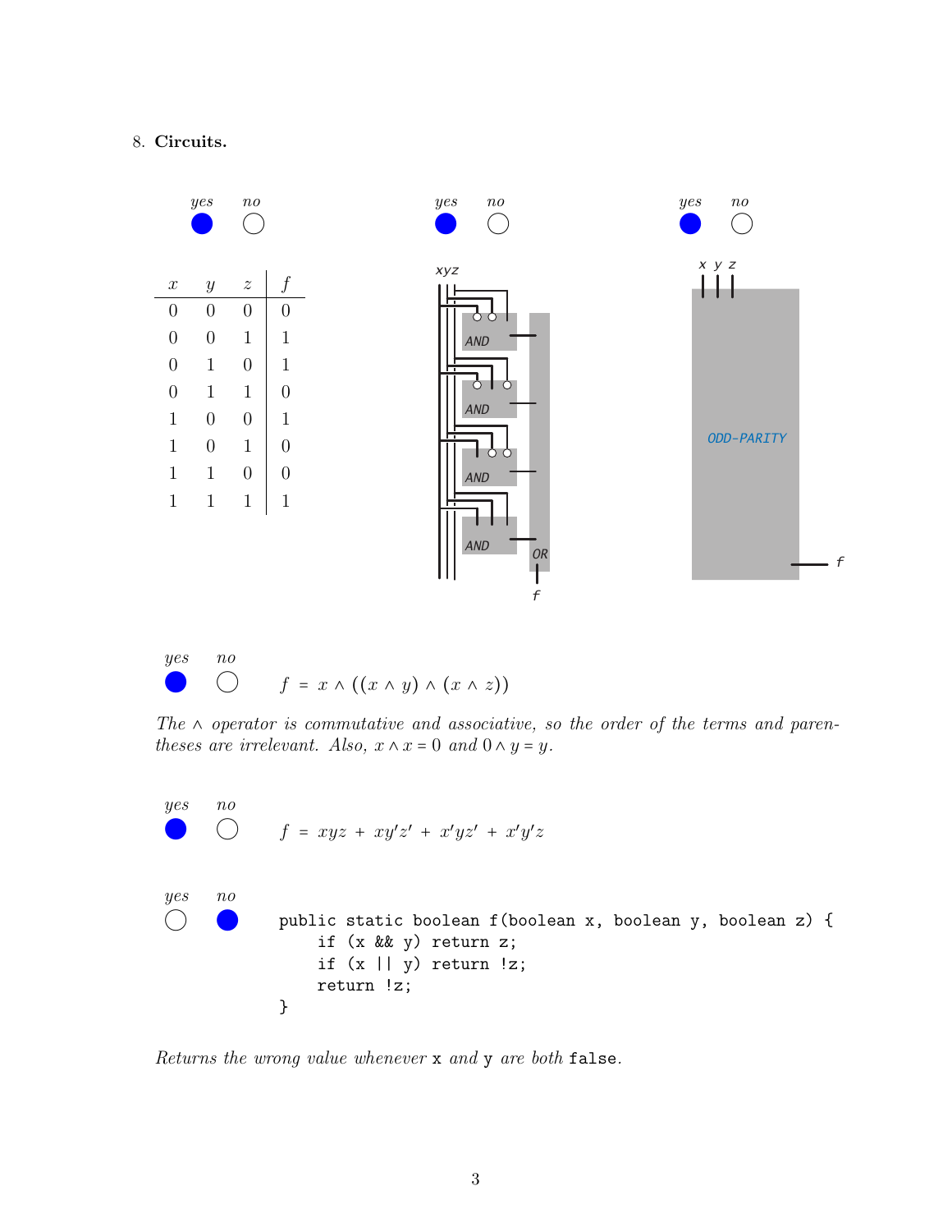8. **Circuits.**

yes no
● ○

| $x$ | $y$ | $z$ | $f$ |
|---|---|---|---|
| 0 | 0 | 0 | 0 |
| 0 | 0 | 1 | 1 |
| 0 | 1 | 0 | 1 |
| 0 | 1 | 1 | 0 |
| 1 | 0 | 0 | 1 |
| 1 | 0 | 1 | 0 |
| 1 | 1 | 0 | 0 |
| 1 | 1 | 1 | 1 |

yes no
● ○

xyz

AND

AND

AND

AND

OR

f

yes no
● ○

x y z

ODD-PARITY

f

yes no
● ○ $f = x \wedge ((x \wedge y) \wedge (x \wedge z))$

*The $\wedge$ operator is commutative and associative, so the order of the terms and parentheses are irrelevant. Also, $x \wedge x = 0$ and $0 \wedge y = y$.*

yes no
● ○ $f = xyz + xy'z' + x'yz' + x'y'z$

yes no
○ ●

```
public static boolean f(boolean x, boolean y, boolean z) {
    if (x && y) return z;
    if (x || y) return !z;
    return !z;
}
```

*Returns the wrong value whenever* `x` *and* `y` *are both* `false`*.*